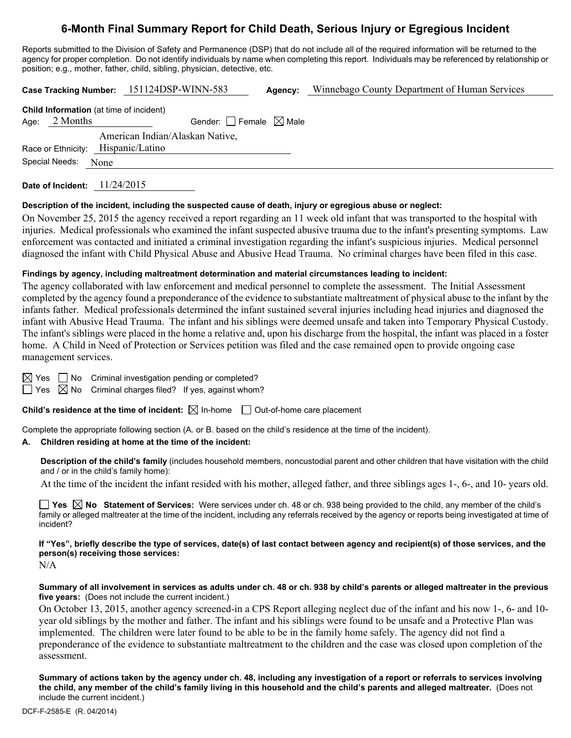# 6-Month Final Summary Report for Child Death, Serious Injury or Egregious Incident

Reports submitted to the Division of Safety and Permanence (DSP) that do not include all of the required information will be returned to the agency for proper completion. Do not identify individuals by name when completing this report. Individuals may be referenced by relationship or position; e.g., mother, father, child, sibling, physician, detective, etc.

**Case Tracking Number:** 151124DSP-WINN-583 **Agency:** Winnebago County Department of Human Services

**Child Information** (at time of incident)
Age: 2 Months Gender: ☐ Female ☒ Male
Race or Ethnicity: American Indian/Alaskan Native, Hispanic/Latino
Special Needs: None

**Date of Incident:** 11/24/2015

**Description of the incident, including the suspected cause of death, injury or egregious abuse or neglect:**

On November 25, 2015 the agency received a report regarding an 11 week old infant that was transported to the hospital with injuries. Medical professionals who examined the infant suspected abusive trauma due to the infant's presenting symptoms. Law enforcement was contacted and initiated a criminal investigation regarding the infant's suspicious injuries. Medical personnel diagnosed the infant with Child Physical Abuse and Abusive Head Trauma. No criminal charges have been filed in this case.

**Findings by agency, including maltreatment determination and material circumstances leading to incident:**

The agency collaborated with law enforcement and medical personnel to complete the assessment. The Initial Assessment completed by the agency found a preponderance of the evidence to substantiate maltreatment of physical abuse to the infant by the infants father. Medical professionals determined the infant sustained several injuries including head injuries and diagnosed the infant with Abusive Head Trauma. The infant and his siblings were deemed unsafe and taken into Temporary Physical Custody. The infant's siblings were placed in the home a relative and, upon his discharge from the hospital, the infant was placed in a foster home. A Child in Need of Protection or Services petition was filed and the case remained open to provide ongoing case management services.

☒ Yes ☐ No Criminal investigation pending or completed?
☐ Yes ☒ No Criminal charges filed? If yes, against whom?

**Child's residence at the time of incident:** ☒ In-home ☐ Out-of-home care placement

Complete the appropriate following section (A. or B. based on the child's residence at the time of the incident).

**A. Children residing at home at the time of the incident:**

**Description of the child's family** (includes household members, noncustodial parent and other children that have visitation with the child and / or in the child's family home):

At the time of the incident the infant resided with his mother, alleged father, and three siblings ages 1-, 6-, and 10- years old.

☐ **Yes** ☒ **No** **Statement of Services:** Were services under ch. 48 or ch. 938 being provided to the child, any member of the child's family or alleged maltreater at the time of the incident, including any referrals received by the agency or reports being investigated at time of incident?

**If "Yes", briefly describe the type of services, date(s) of last contact between agency and recipient(s) of those services, and the person(s) receiving those services:**

N/A

**Summary of all involvement in services as adults under ch. 48 or ch. 938 by child's parents or alleged maltreater in the previous five years:** (Does not include the current incident.)

On October 13, 2015, another agency screened-in a CPS Report alleging neglect due of the infant and his now 1-, 6- and 10-year old siblings by the mother and father. The infant and his siblings were found to be unsafe and a Protective Plan was implemented. The children were later found to be able to be in the family home safely. The agency did not find a preponderance of the evidence to substantiate maltreatment to the children and the case was closed upon completion of the assessment.

**Summary of actions taken by the agency under ch. 48, including any investigation of a report or referrals to services involving the child, any member of the child's family living in this household and the child's parents and alleged maltreater.** (Does not include the current incident.)

DCF-F-2585-E (R. 04/2014)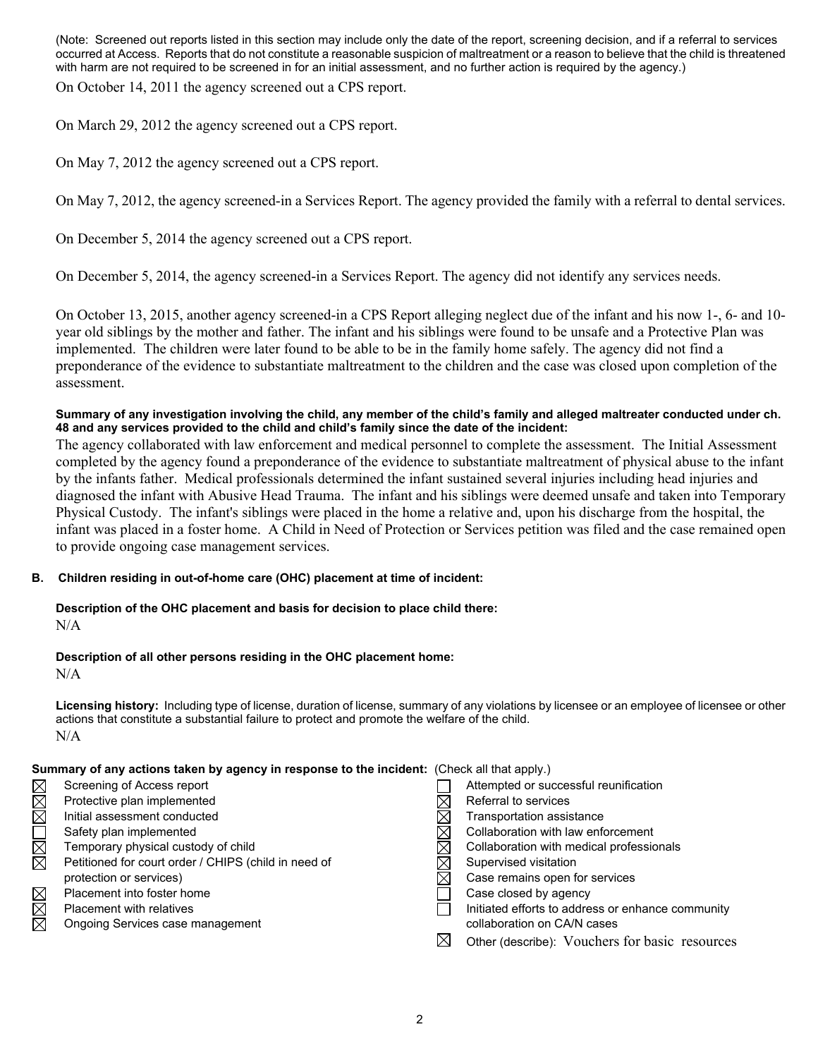(Note: Screened out reports listed in this section may include only the date of the report, screening decision, and if a referral to services occurred at Access. Reports that do not constitute a reasonable suspicion of maltreatment or a reason to believe that the child is threatened with harm are not required to be screened in for an initial assessment, and no further action is required by the agency.)

On October 14, 2011 the agency screened out a CPS report.

On March 29, 2012 the agency screened out a CPS report.

On May 7, 2012 the agency screened out a CPS report.

On May 7, 2012, the agency screened-in a Services Report. The agency provided the family with a referral to dental services.

On December 5, 2014 the agency screened out a CPS report.

On December 5, 2014, the agency screened-in a Services Report. The agency did not identify any services needs.

On October 13, 2015, another agency screened-in a CPS Report alleging neglect due of the infant and his now 1-, 6- and 10-year old siblings by the mother and father. The infant and his siblings were found to be unsafe and a Protective Plan was implemented. The children were later found to be able to be in the family home safely. The agency did not find a preponderance of the evidence to substantiate maltreatment to the children and the case was closed upon completion of the assessment.

**Summary of any investigation involving the child, any member of the child's family and alleged maltreater conducted under ch. 48 and any services provided to the child and child's family since the date of the incident:**

The agency collaborated with law enforcement and medical personnel to complete the assessment. The Initial Assessment completed by the agency found a preponderance of the evidence to substantiate maltreatment of physical abuse to the infant by the infants father. Medical professionals determined the infant sustained several injuries including head injuries and diagnosed the infant with Abusive Head Trauma. The infant and his siblings were deemed unsafe and taken into Temporary Physical Custody. The infant's siblings were placed in the home a relative and, upon his discharge from the hospital, the infant was placed in a foster home. A Child in Need of Protection or Services petition was filed and the case remained open to provide ongoing case management services.

**B. Children residing in out-of-home care (OHC) placement at time of incident:**

**Description of the OHC placement and basis for decision to place child there:**
N/A

**Description of all other persons residing in the OHC placement home:**
N/A

**Licensing history:** Including type of license, duration of license, summary of any violations by licensee or an employee of licensee or other actions that constitute a substantial failure to protect and promote the welfare of the child.
N/A

**Summary of any actions taken by agency in response to the incident:** (Check all that apply.)

- [x] Screening of Access report
- [x] Protective plan implemented
- [x] Initial assessment conducted
- [ ] Safety plan implemented
- [x] Temporary physical custody of child
- [x] Petitioned for court order / CHIPS (child in need of protection or services)
- [x] Placement into foster home
- [x] Placement with relatives
- [x] Ongoing Services case management
- [ ] Attempted or successful reunification
- [x] Referral to services
- [x] Transportation assistance
- [x] Collaboration with law enforcement
- [x] Collaboration with medical professionals
- [x] Supervised visitation
- [x] Case remains open for services
- [ ] Case closed by agency
- [ ] Initiated efforts to address or enhance community collaboration on CA/N cases
- [x] Other (describe): Vouchers for basic resources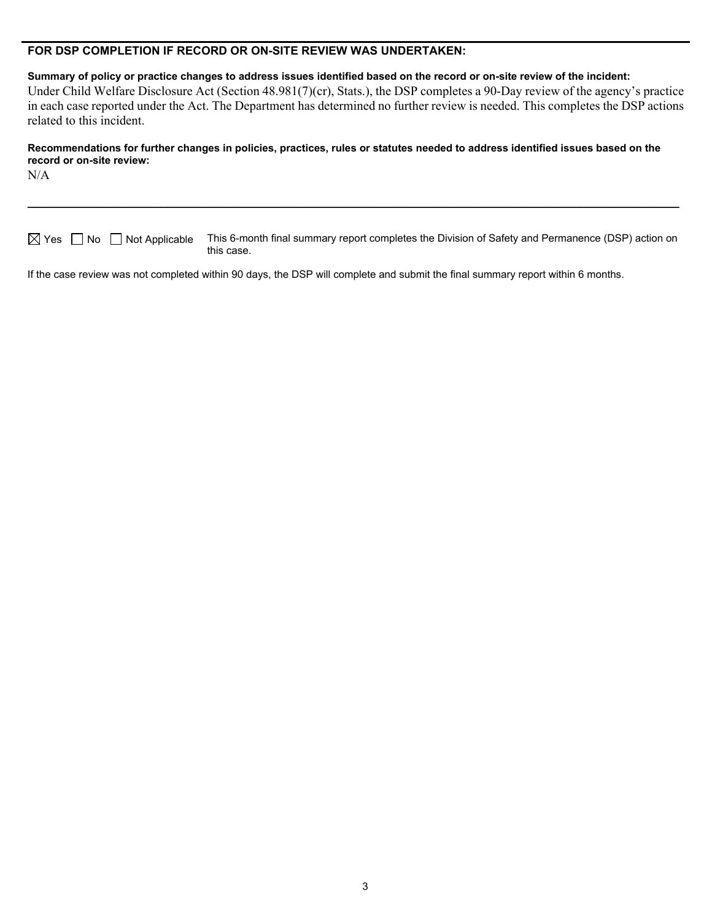**FOR DSP COMPLETION IF RECORD OR ON-SITE REVIEW WAS UNDERTAKEN:**

**Summary of policy or practice changes to address issues identified based on the record or on-site review of the incident:**

Under Child Welfare Disclosure Act (Section 48.981(7)(cr), Stats.), the DSP completes a 90-Day review of the agency's practice in each case reported under the Act. The Department has determined no further review is needed. This completes the DSP actions related to this incident.

**Recommendations for further changes in policies, practices, rules or statutes needed to address identified issues based on the record or on-site review:**

N/A

---

☒ Yes ☐ No ☐ Not Applicable This 6-month final summary report completes the Division of Safety and Permanence (DSP) action on this case.

If the case review was not completed within 90 days, the DSP will complete and submit the final summary report within 6 months.